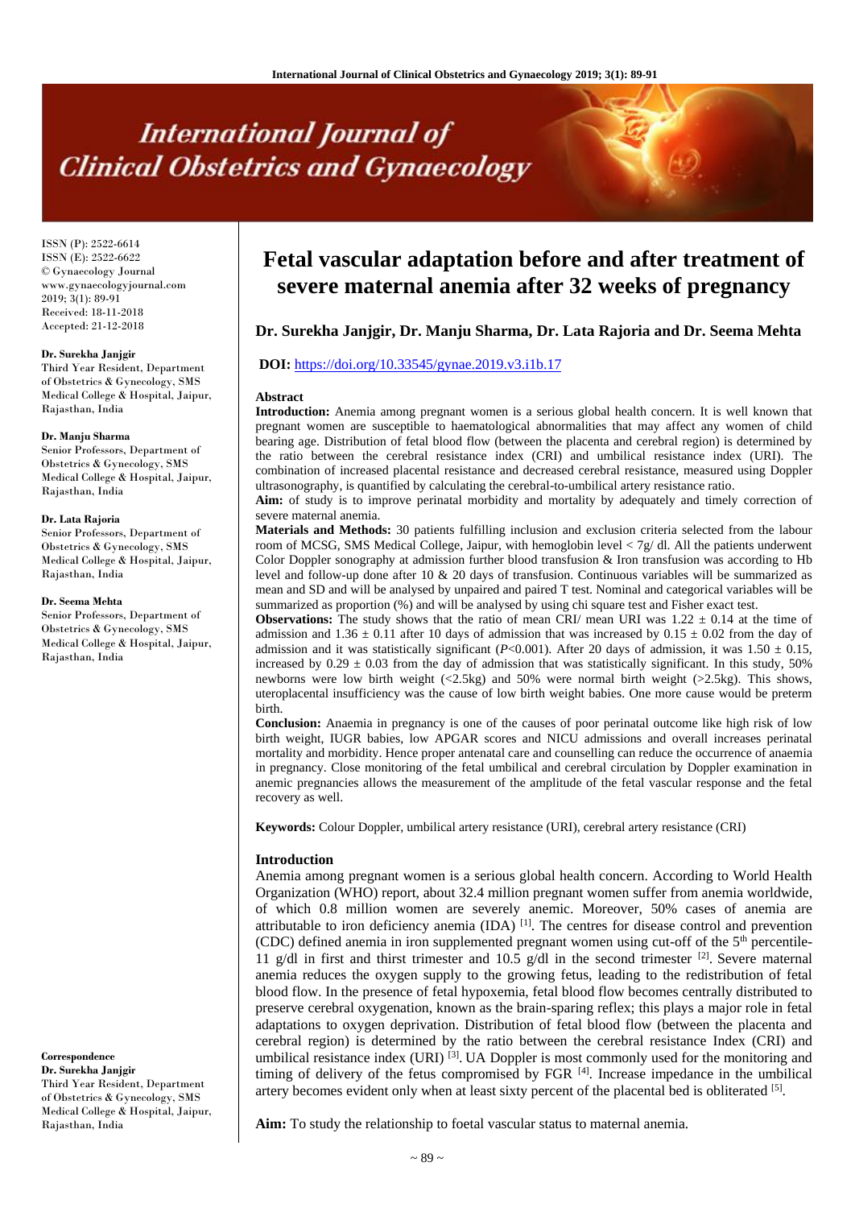# International Journal of Clinical Obstetrics and Gynaecology

ISSN (P): 2522-6614
ISSN (E): 2522-6622
© Gynaecology Journal
www.gynaecologyjournal.com
2019; 3(1): 89-91
Received: 18-11-2018
Accepted: 21-12-2018

**Dr. Surekha Janjgir**
Third Year Resident, Department of Obstetrics & Gynecology, SMS Medical College & Hospital, Jaipur, Rajasthan, India

**Dr. Manju Sharma**
Senior Professors, Department of Obstetrics & Gynecology, SMS Medical College & Hospital, Jaipur, Rajasthan, India

**Dr. Lata Rajoria**
Senior Professors, Department of Obstetrics & Gynecology, SMS Medical College & Hospital, Jaipur, Rajasthan, India

**Dr. Seema Mehta**
Senior Professors, Department of Obstetrics & Gynecology, SMS Medical College & Hospital, Jaipur, Rajasthan, India

**Correspondence**
**Dr. Surekha Janjgir**
Third Year Resident, Department of Obstetrics & Gynecology, SMS Medical College & Hospital, Jaipur, Rajasthan, India

# Fetal vascular adaptation before and after treatment of severe maternal anemia after 32 weeks of pregnancy

**Dr. Surekha Janjgir, Dr. Manju Sharma, Dr. Lata Rajoria and Dr. Seema Mehta**

**DOI:** https://doi.org/10.33545/gynae.2019.v3.i1b.17

**Abstract**

**Introduction:** Anemia among pregnant women is a serious global health concern. It is well known that pregnant women are susceptible to haematological abnormalities that may affect any women of child bearing age. Distribution of fetal blood flow (between the placenta and cerebral region) is determined by the ratio between the cerebral resistance index (CRI) and umbilical resistance index (URI). The combination of increased placental resistance and decreased cerebral resistance, measured using Doppler ultrasonography, is quantified by calculating the cerebral-to-umbilical artery resistance ratio.

**Aim:** of study is to improve perinatal morbidity and mortality by adequately and timely correction of severe maternal anemia.

**Materials and Methods:** 30 patients fulfilling inclusion and exclusion criteria selected from the labour room of MCSG, SMS Medical College, Jaipur, with hemoglobin level < 7g/ dl. All the patients underwent Color Doppler sonography at admission further blood transfusion & Iron transfusion was according to Hb level and follow-up done after 10 & 20 days of transfusion. Continuous variables will be summarized as mean and SD and will be analysed by unpaired and paired T test. Nominal and categorical variables will be summarized as proportion (%) and will be analysed by using chi square test and Fisher exact test.

**Observations:** The study shows that the ratio of mean CRI/ mean URI was $1.22 \pm 0.14$ at the time of admission and $1.36 \pm 0.11$ after 10 days of admission that was increased by $0.15 \pm 0.02$ from the day of admission and it was statistically significant ($P<0.001$). After 20 days of admission, it was $1.50 \pm 0.15$, increased by $0.29 \pm 0.03$ from the day of admission that was statistically significant. In this study, 50% newborns were low birth weight (<2.5kg) and 50% were normal birth weight (>2.5kg). This shows, uteroplacental insufficiency was the cause of low birth weight babies. One more cause would be preterm birth.

**Conclusion:** Anaemia in pregnancy is one of the causes of poor perinatal outcome like high risk of low birth weight, IUGR babies, low APGAR scores and NICU admissions and overall increases perinatal mortality and morbidity. Hence proper antenatal care and counselling can reduce the occurrence of anaemia in pregnancy. Close monitoring of the fetal umbilical and cerebral circulation by Doppler examination in anemic pregnancies allows the measurement of the amplitude of the fetal vascular response and the fetal recovery as well.

**Keywords:** Colour Doppler, umbilical artery resistance (URI), cerebral artery resistance (CRI)

## Introduction

Anemia among pregnant women is a serious global health concern. According to World Health Organization (WHO) report, about 32.4 million pregnant women suffer from anemia worldwide, of which 0.8 million women are severely anemic. Moreover, 50% cases of anemia are attributable to iron deficiency anemia (IDA) [1]. The centres for disease control and prevention (CDC) defined anemia in iron supplemented pregnant women using cut-off of the 5th percentile-11 g/dl in first and thirst trimester and 10.5 g/dl in the second trimester [2]. Severe maternal anemia reduces the oxygen supply to the growing fetus, leading to the redistribution of fetal blood flow. In the presence of fetal hypoxemia, fetal blood flow becomes centrally distributed to preserve cerebral oxygenation, known as the brain-sparing reflex; this plays a major role in fetal adaptations to oxygen deprivation. Distribution of fetal blood flow (between the placenta and cerebral region) is determined by the ratio between the cerebral resistance Index (CRI) and umbilical resistance index (URI) [3]. UA Doppler is most commonly used for the monitoring and timing of delivery of the fetus compromised by FGR [4]. Increase impedance in the umbilical artery becomes evident only when at least sixty percent of the placental bed is obliterated [5].

**Aim:** To study the relationship to foetal vascular status to maternal anemia.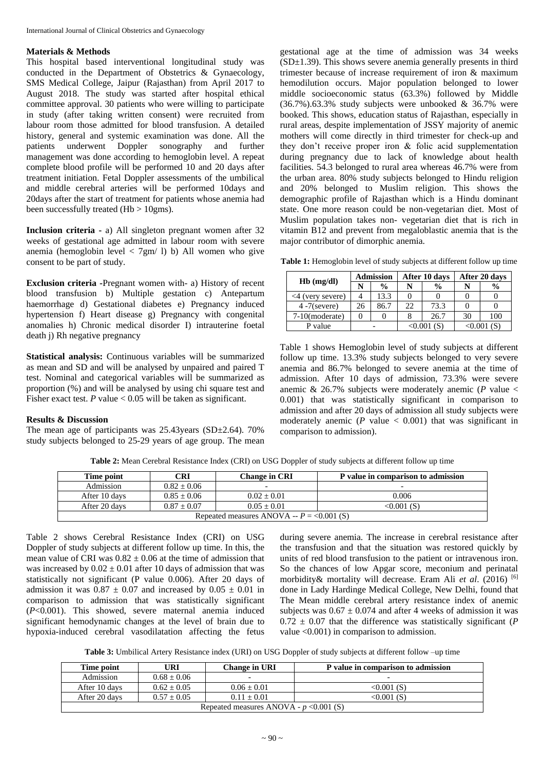## Materials & Methods

This hospital based interventional longitudinal study was conducted in the Department of Obstetrics & Gynaecology, SMS Medical College, Jaipur (Rajasthan) from April 2017 to August 2018. The study was started after hospital ethical committee approval. 30 patients who were willing to participate in study (after taking written consent) were recruited from labour room those admitted for blood transfusion. A detailed history, general and systemic examination was done. All the patients underwent Doppler sonography and further management was done according to hemoglobin level. A repeat complete blood profile will be performed 10 and 20 days after treatment initiation. Fetal Doppler assessments of the umbilical and middle cerebral arteries will be performed 10days and 20days after the start of treatment for patients whose anemia had been successfully treated (Hb > 10gms).

**Inclusion criteria -** a) All singleton pregnant women after 32 weeks of gestational age admitted in labour room with severe anemia (hemoglobin level < 7gm/ l) b) All women who give consent to be part of study.

**Exclusion criteria** -Pregnant women with- a) History of recent blood transfusion b) Multiple gestation c) Antepartum haemorrhage d) Gestational diabetes e) Pregnancy induced hypertension f) Heart disease g) Pregnancy with congenital anomalies h) Chronic medical disorder I) intrauterine foetal death j) Rh negative pregnancy

**Statistical analysis:** Continuous variables will be summarized as mean and SD and will be analysed by unpaired and paired T test. Nominal and categorical variables will be summarized as proportion (%) and will be analysed by using chi square test and Fisher exact test. *P* value < 0.05 will be taken as significant.

## Results & Discussion

The mean age of participants was 25.43years (SD±2.64). 70% study subjects belonged to 25-29 years of age group. The mean gestational age at the time of admission was 34 weeks (SD±1.39). This shows severe anemia generally presents in third trimester because of increase requirement of iron & maximum hemodilution occurs. Major population belonged to lower middle socioeconomic status (63.3%) followed by Middle (36.7%).63.3% study subjects were unbooked & 36.7% were booked. This shows, education status of Rajasthan, especially in rural areas, despite implementation of JSSY majority of anemic mothers will come directly in third trimester for check-up and they don't receive proper iron & folic acid supplementation during pregnancy due to lack of knowledge about health facilities. 54.3 belonged to rural area whereas 46.7% were from the urban area. 80% study subjects belonged to Hindu religion and 20% belonged to Muslim religion. This shows the demographic profile of Rajasthan which is a Hindu dominant state. One more reason could be non-vegetarian diet. Most of Muslim population takes non- vegetarian diet that is rich in vitamin B12 and prevent from megaloblastic anemia that is the major contributor of dimorphic anemia.

**Table 1:** Hemoglobin level of study subjects at different follow up time

| Hb (mg/dl) | Admission | | After 10 days | | After 20 days | |
|---|---|---|---|---|---|---|
| | N | % | N | % | N | % |
| <4 (very severe) | 4 | 13.3 | 0 | 0 | 0 | 0 |
| 4 -7(severe) | 26 | 86.7 | 22 | 73.3 | 0 | 0 |
| 7-10(moderate) | 0 | 0 | 8 | 26.7 | 30 | 100 |
| P value | - | | <0.001 (S) | | <0.001 (S) | |

Table 1 shows Hemoglobin level of study subjects at different follow up time. 13.3% study subjects belonged to very severe anemia and 86.7% belonged to severe anemia at the time of admission. After 10 days of admission, 73.3% were severe anemic & 26.7% subjects were moderately anemic (*P* value < 0.001) that was statistically significant in comparison to admission and after 20 days of admission all study subjects were moderately anemic (*P* value < 0.001) that was significant in comparison to admission).

**Table 2:** Mean Cerebral Resistance Index (CRI) on USG Doppler of study subjects at different follow up time

| Time point | CRI | Change in CRI | P value in comparison to admission |
|---|---|---|---|
| Admission | 0.82 ± 0.06 | - | - |
| After 10 days | 0.85 ± 0.06 | 0.02 ± 0.01 | 0.006 |
| After 20 days | 0.87 ± 0.07 | 0.05 ± 0.01 | <0.001 (S) |
| Repeated measures ANOVA -- *P* = <0.001 (S) | | | |

Table 2 shows Cerebral Resistance Index (CRI) on USG Doppler of study subjects at different follow up time. In this, the mean value of CRI was 0.82 ± 0.06 at the time of admission that was increased by 0.02 ± 0.01 after 10 days of admission that was statistically not significant (P value 0.006). After 20 days of admission it was 0.87 ± 0.07 and increased by 0.05 ± 0.01 in comparison to admission that was statistically significant (*P*<0.001). This showed, severe maternal anemia induced significant hemodynamic changes at the level of brain due to hypoxia-induced cerebral vasodilatation affecting the fetus during severe anemia. The increase in cerebral resistance after the transfusion and that the situation was restored quickly by units of red blood transfusion to the patient or intravenous iron. So the chances of low Apgar score, meconium and perinatal morbidity& mortality will decrease. Eram Ali *et al*. (2016) [6] done in Lady Hardinge Medical College, New Delhi, found that The Mean middle cerebral artery resistance index of anemic subjects was 0.67 ± 0.074 and after 4 weeks of admission it was 0.72 ± 0.07 that the difference was statistically significant (*P* value <0.001) in comparison to admission.

**Table 3:** Umbilical Artery Resistance index (URI) on USG Doppler of study subjects at different follow –up time

| Time point | URI | Change in URI | P value in comparison to admission |
|---|---|---|---|
| Admission | 0.68 ± 0.06 | - | - |
| After 10 days | 0.62 ± 0.05 | 0.06 ± 0.01 | <0.001 (S) |
| After 20 days | 0.57 ± 0.05 | 0.11 ± 0.01 | <0.001 (S) |
| Repeated measures ANOVA - *p* <0.001 (S) | | | |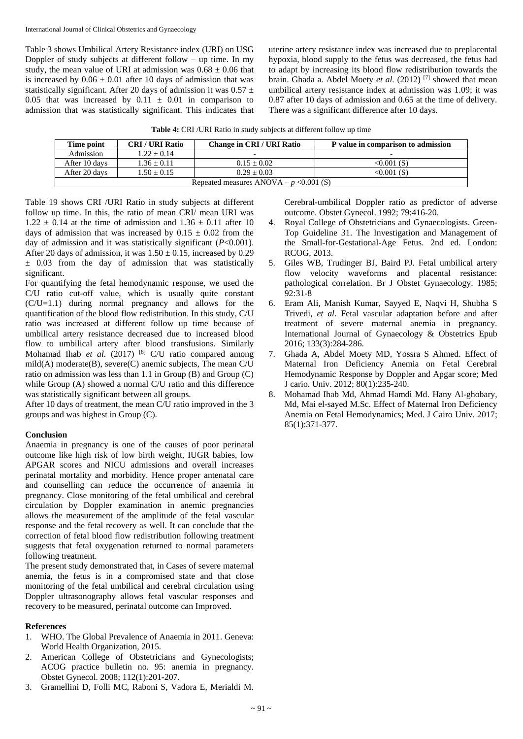Table 3 shows Umbilical Artery Resistance index (URI) on USG Doppler of study subjects at different follow – up time. In my study, the mean value of URI at admission was 0.68 ± 0.06 that is increased by 0.06 ± 0.01 after 10 days of admission that was statistically significant. After 20 days of admission it was 0.57 ± 0.05 that was increased by 0.11 ± 0.01 in comparison to admission that was statistically significant. This indicates that uterine artery resistance index was increased due to preplacental hypoxia, blood supply to the fetus was decreased, the fetus had to adapt by increasing its blood flow redistribution towards the brain. Ghada a. Abdel Moety *et al.* (2012) [7] showed that mean umbilical artery resistance index at admission was 1.09; it was 0.87 after 10 days of admission and 0.65 at the time of delivery. There was a significant difference after 10 days.

**Table 4:** CRI /URI Ratio in study subjects at different follow up time

| Time point | CRI / URI Ratio | Change in CRI / URI Ratio | P value in comparison to admission |
|---|---|---|---|
| Admission | 1.22 ± 0.14 | - | - |
| After 10 days | 1.36 ± 0.11 | 0.15 ± 0.02 | <0.001 (S) |
| After 20 days | 1.50 ± 0.15 | 0.29 ± 0.03 | <0.001 (S) |
| Repeated measures ANOVA – $p$ <0.001 (S) | | | |

Table 19 shows CRI /URI Ratio in study subjects at different follow up time. In this, the ratio of mean CRI/ mean URI was 1.22 ± 0.14 at the time of admission and 1.36 ± 0.11 after 10 days of admission that was increased by 0.15 ± 0.02 from the day of admission and it was statistically significant (*P*<0.001). After 20 days of admission, it was 1.50 ± 0.15, increased by 0.29 ± 0.03 from the day of admission that was statistically significant.

For quantifying the fetal hemodynamic response, we used the C/U ratio cut-off value, which is usually quite constant (C/U=1.1) during normal pregnancy and allows for the quantification of the blood flow redistribution. In this study, C/U ratio was increased at different follow up time because of umbilical artery resistance decreased due to increased blood flow to umbilical artery after blood transfusions. Similarly Mohamad Ihab *et al.* (2017) [8] C/U ratio compared among mild(A) moderate(B), severe(C) anemic subjects, The mean C/U ratio on admission was less than 1.1 in Group (B) and Group (C) while Group (A) showed a normal C/U ratio and this difference was statistically significant between all groups.

After 10 days of treatment, the mean C/U ratio improved in the 3 groups and was highest in Group (C).

## Conclusion

Anaemia in pregnancy is one of the causes of poor perinatal outcome like high risk of low birth weight, IUGR babies, low APGAR scores and NICU admissions and overall increases perinatal mortality and morbidity. Hence proper antenatal care and counselling can reduce the occurrence of anaemia in pregnancy. Close monitoring of the fetal umbilical and cerebral circulation by Doppler examination in anemic pregnancies allows the measurement of the amplitude of the fetal vascular response and the fetal recovery as well. It can conclude that the correction of fetal blood flow redistribution following treatment suggests that fetal oxygenation returned to normal parameters following treatment.

The present study demonstrated that, in Cases of severe maternal anemia, the fetus is in a compromised state and that close monitoring of the fetal umbilical and cerebral circulation using Doppler ultrasonography allows fetal vascular responses and recovery to be measured, perinatal outcome can Improved.

## References

1. WHO. The Global Prevalence of Anaemia in 2011. Geneva: World Health Organization, 2015.
2. American College of Obstetricians and Gynecologists; ACOG practice bulletin no. 95: anemia in pregnancy. Obstet Gynecol. 2008; 112(1):201-207.
3. Gramellini D, Folli MC, Raboni S, Vadora E, Merialdi M. Cerebral-umbilical Doppler ratio as predictor of adverse outcome. Obstet Gynecol. 1992; 79:416-20.
4. Royal College of Obstetricians and Gynaecologists. Green-Top Guideline 31. The Investigation and Management of the Small-for-Gestational-Age Fetus. 2nd ed. London: RCOG, 2013.
5. Giles WB, Trudinger BJ, Baird PJ. Fetal umbilical artery flow velocity waveforms and placental resistance: pathological correlation. Br J Obstet Gynaecology. 1985; 92:31-8
6. Eram Ali, Manish Kumar, Sayyed E, Naqvi H, Shubha S Trivedi, *et al*. Fetal vascular adaptation before and after treatment of severe maternal anemia in pregnancy. International Journal of Gynaecology & Obstetrics Epub 2016; 133(3):284-286.
7. Ghada A, Abdel Moety MD, Yossra S Ahmed. Effect of Maternal Iron Deficiency Anemia on Fetal Cerebral Hemodynamic Response by Doppler and Apgar score; Med J cario. Univ. 2012; 80(1):235-240.
8. Mohamad Ihab Md, Ahmad Hamdi Md. Hany Al-ghobary, Md, Mai el-sayed M.Sc. Effect of Maternal Iron Deficiency Anemia on Fetal Hemodynamics; Med. J Cairo Univ. 2017; 85(1):371-377.